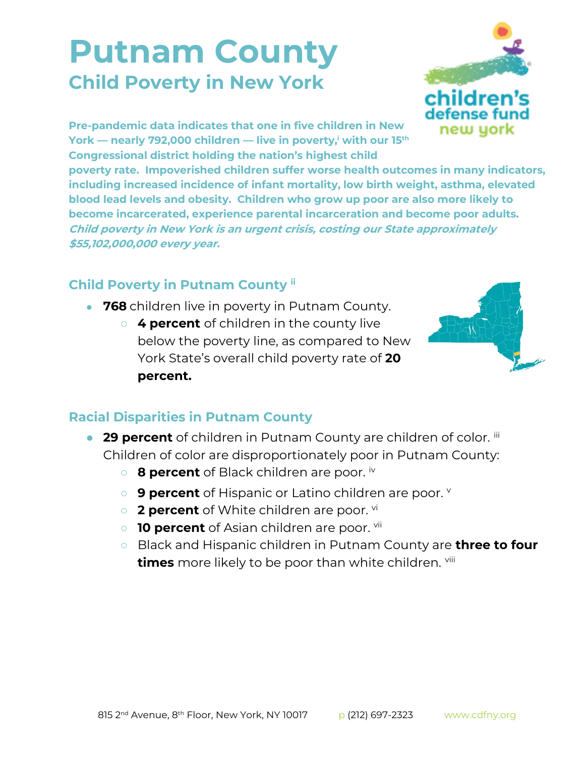# Putnam County

## Child Poverty in New York

**Pre-pandemic data indicates that one in five children in New York — nearly 792,000 children — live in poverty,[i] with our 15th Congressional district holding the nation's highest child poverty rate. Impoverished children suffer worse health outcomes in many indicators, including increased incidence of infant mortality, low birth weight, asthma, elevated blood lead levels and obesity. Children who grow up poor are also more likely to become incarcerated, experience parental incarceration and become poor adults.** ***Child poverty in New York is an urgent crisis, costing our State approximately $55,102,000,000 every year.***

### Child Poverty in Putnam County [ii]

- **768** children live in poverty in Putnam County.
  - **4 percent** of children in the county live below the poverty line, as compared to New York State's overall child poverty rate of **20 percent.**

### Racial Disparities in Putnam County

- **29 percent** of children in Putnam County are children of color. [iii] Children of color are disproportionately poor in Putnam County:
  - **8 percent** of Black children are poor. [iv]
  - **9 percent** of Hispanic or Latino children are poor. [v]
  - **2 percent** of White children are poor. [vi]
  - **10 percent** of Asian children are poor. [vii]
  - Black and Hispanic children in Putnam County are **three to four times** more likely to be poor than white children. [viii]

815 2nd Avenue, 8th Floor, New York, NY 10017 p (212) 697-2323 www.cdfny.org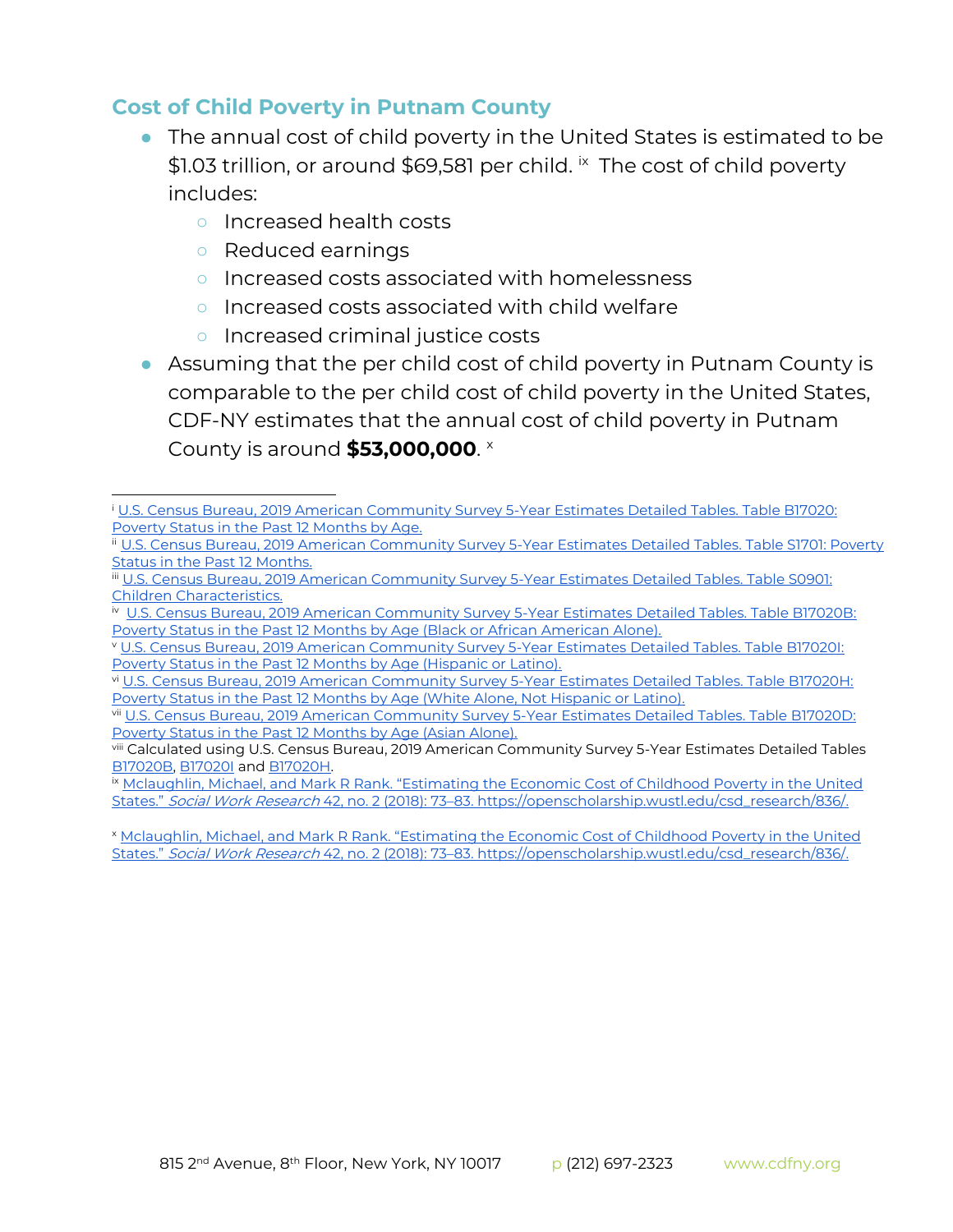## Cost of Child Poverty in Putnam County

- The annual cost of child poverty in the United States is estimated to be $1.03 trillion, or around $69,581 per child. [ix] The cost of child poverty includes:
  - Increased health costs
  - Reduced earnings
  - Increased costs associated with homelessness
  - Increased costs associated with child welfare
  - Increased criminal justice costs
- Assuming that the per child cost of child poverty in Putnam County is comparable to the per child cost of child poverty in the United States, CDF-NY estimates that the annual cost of child poverty in Putnam County is around **$53,000,000**. [x]

---

[i] U.S. Census Bureau, 2019 American Community Survey 5-Year Estimates Detailed Tables. Table B17020: Poverty Status in the Past 12 Months by Age.

[ii] U.S. Census Bureau, 2019 American Community Survey 5-Year Estimates Detailed Tables. Table S1701: Poverty Status in the Past 12 Months.

[iii] U.S. Census Bureau, 2019 American Community Survey 5-Year Estimates Detailed Tables. Table S0901: Children Characteristics.

[iv] U.S. Census Bureau, 2019 American Community Survey 5-Year Estimates Detailed Tables. Table B17020B: Poverty Status in the Past 12 Months by Age (Black or African American Alone).

[v] U.S. Census Bureau, 2019 American Community Survey 5-Year Estimates Detailed Tables. Table B17020I: Poverty Status in the Past 12 Months by Age (Hispanic or Latino).

[vi] U.S. Census Bureau, 2019 American Community Survey 5-Year Estimates Detailed Tables. Table B17020H: Poverty Status in the Past 12 Months by Age (White Alone, Not Hispanic or Latino).

[vii] U.S. Census Bureau, 2019 American Community Survey 5-Year Estimates Detailed Tables. Table B17020D: Poverty Status in the Past 12 Months by Age (Asian Alone).

[viii] Calculated using U.S. Census Bureau, 2019 American Community Survey 5-Year Estimates Detailed Tables B17020B, B17020I and B17020H.

[ix] Mclaughlin, Michael, and Mark R Rank. "Estimating the Economic Cost of Childhood Poverty in the United States." *Social Work Research* 42, no. 2 (2018): 73–83. https://openscholarship.wustl.edu/csd_research/836/.

[x] Mclaughlin, Michael, and Mark R Rank. "Estimating the Economic Cost of Childhood Poverty in the United States." *Social Work Research* 42, no. 2 (2018): 73–83. https://openscholarship.wustl.edu/csd_research/836/.

815 2nd Avenue, 8th Floor, New York, NY 10017 p (212) 697-2323 www.cdfny.org